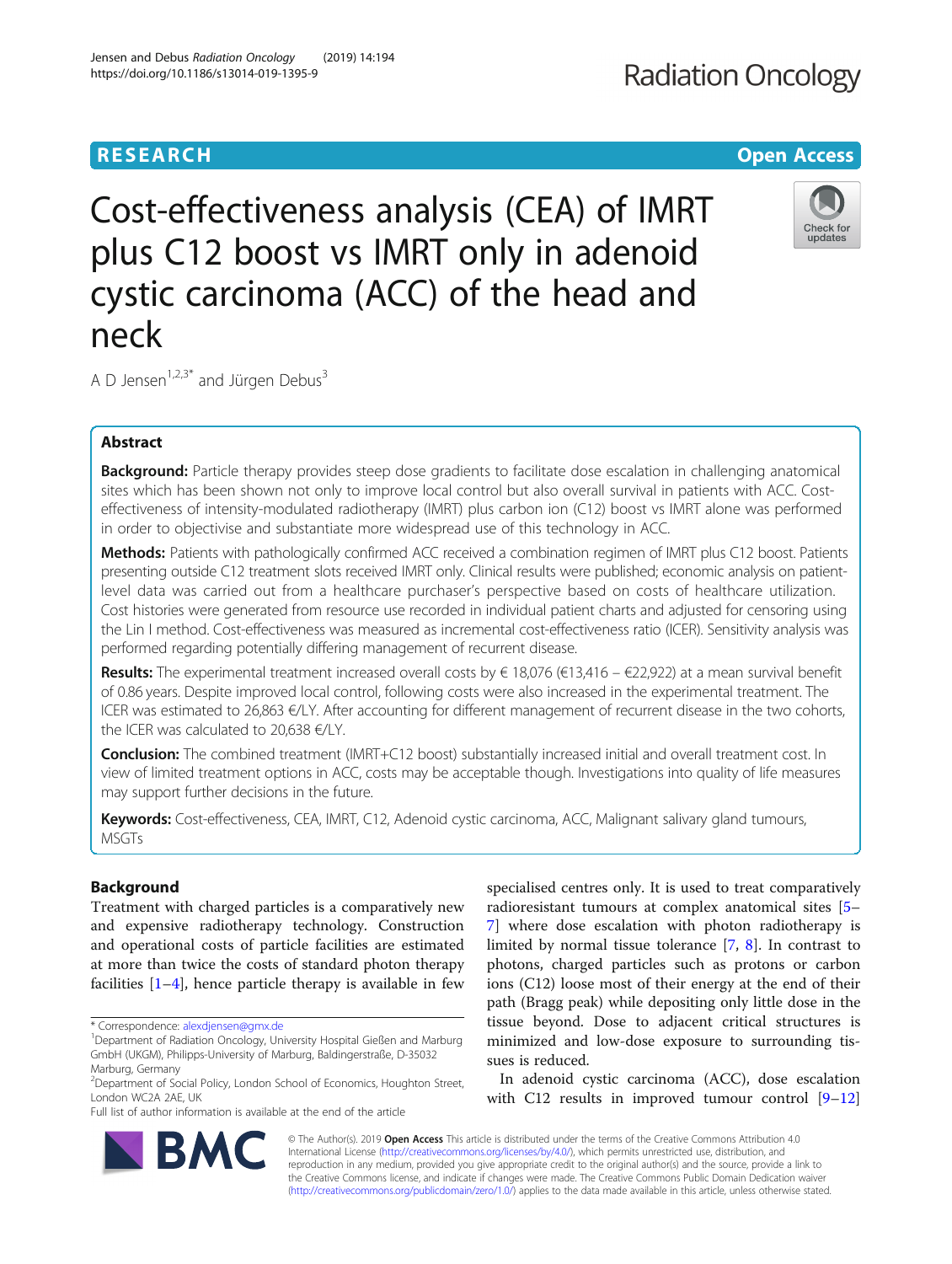**RESEARCH** **Open Access**

# Cost-effectiveness analysis (CEA) of IMRT plus C12 boost vs IMRT only in adenoid cystic carcinoma (ACC) of the head and neck

A D Jensen[1,2,3*] and Jürgen Debus[3]

## Abstract

**Background:** Particle therapy provides steep dose gradients to facilitate dose escalation in challenging anatomical sites which has been shown not only to improve local control but also overall survival in patients with ACC. Cost-effectiveness of intensity-modulated radiotherapy (IMRT) plus carbon ion (C12) boost vs IMRT alone was performed in order to objectivise and substantiate more widespread use of this technology in ACC.

**Methods:** Patients with pathologically confirmed ACC received a combination regimen of IMRT plus C12 boost. Patients presenting outside C12 treatment slots received IMRT only. Clinical results were published; economic analysis on patient-level data was carried out from a healthcare purchaser's perspective based on costs of healthcare utilization. Cost histories were generated from resource use recorded in individual patient charts and adjusted for censoring using the Lin I method. Cost-effectiveness was measured as incremental cost-effectiveness ratio (ICER). Sensitivity analysis was performed regarding potentially differing management of recurrent disease.

**Results:** The experimental treatment increased overall costs by € 18,076 (€13,416 – €22,922) at a mean survival benefit of 0.86 years. Despite improved local control, following costs were also increased in the experimental treatment. The ICER was estimated to 26,863 €/LY. After accounting for different management of recurrent disease in the two cohorts, the ICER was calculated to 20,638 €/LY.

**Conclusion:** The combined treatment (IMRT+C12 boost) substantially increased initial and overall treatment cost. In view of limited treatment options in ACC, costs may be acceptable though. Investigations into quality of life measures may support further decisions in the future.

**Keywords:** Cost-effectiveness, CEA, IMRT, C12, Adenoid cystic carcinoma, ACC, Malignant salivary gland tumours, MSGTs

## Background

Treatment with charged particles is a comparatively new and expensive radiotherapy technology. Construction and operational costs of particle facilities are estimated at more than twice the costs of standard photon therapy facilities [1–4], hence particle therapy is available in few specialised centres only. It is used to treat comparatively radioresistant tumours at complex anatomical sites [5–7] where dose escalation with photon radiotherapy is limited by normal tissue tolerance [7, 8]. In contrast to photons, charged particles such as protons or carbon ions (C12) loose most of their energy at the end of their path (Bragg peak) while depositing only little dose in the tissue beyond. Dose to adjacent critical structures is minimized and low-dose exposure to surrounding tissues is reduced.

In adenoid cystic carcinoma (ACC), dose escalation with C12 results in improved tumour control [9–12]

\* Correspondence: alexdjensen@gmx.de

[1]Department of Radiation Oncology, University Hospital Gießen and Marburg GmbH (UKGM), Philipps-University of Marburg, Baldingerstraße, D-35032 Marburg, Germany

[2]Department of Social Policy, London School of Economics, Houghton Street, London WC2A 2AE, UK

Full list of author information is available at the end of the article

© The Author(s). 2019 **Open Access** This article is distributed under the terms of the Creative Commons Attribution 4.0 International License (http://creativecommons.org/licenses/by/4.0/), which permits unrestricted use, distribution, and reproduction in any medium, provided you give appropriate credit to the original author(s) and the source, provide a link to the Creative Commons license, and indicate if changes were made. The Creative Commons Public Domain Dedication waiver (http://creativecommons.org/publicdomain/zero/1.0/) applies to the data made available in this article, unless otherwise stated.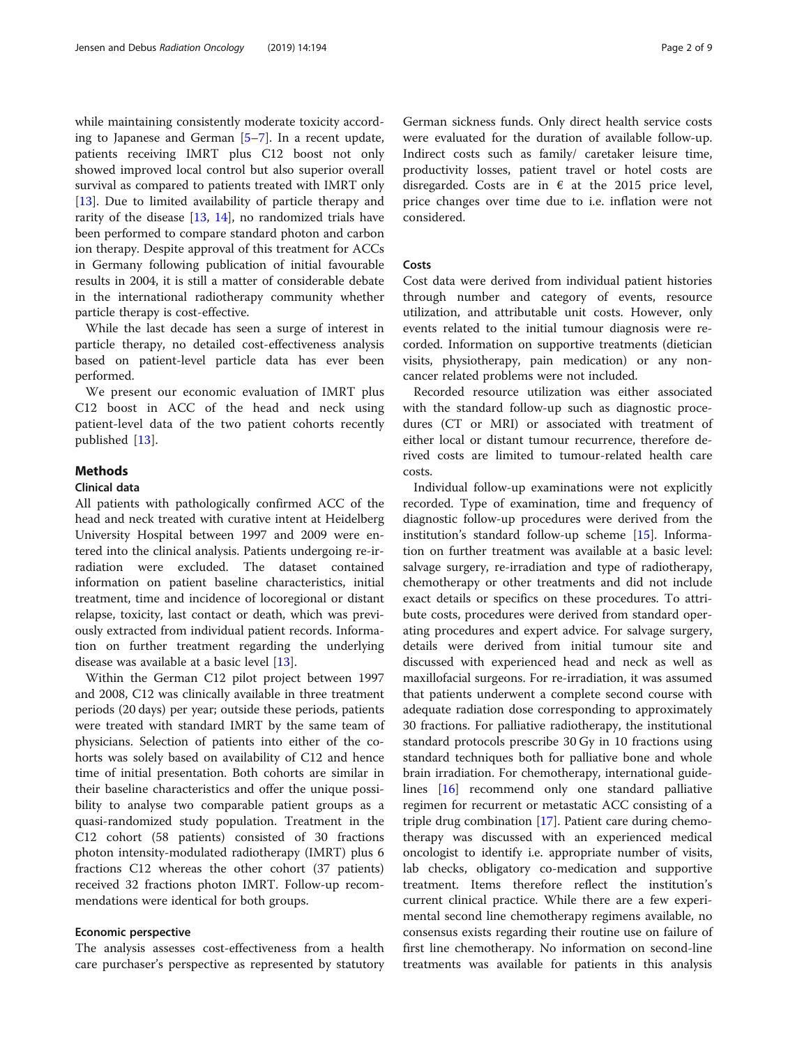while maintaining consistently moderate toxicity according to Japanese and German [5–7]. In a recent update, patients receiving IMRT plus C12 boost not only showed improved local control but also superior overall survival as compared to patients treated with IMRT only [13]. Due to limited availability of particle therapy and rarity of the disease [13, 14], no randomized trials have been performed to compare standard photon and carbon ion therapy. Despite approval of this treatment for ACCs in Germany following publication of initial favourable results in 2004, it is still a matter of considerable debate in the international radiotherapy community whether particle therapy is cost-effective.

While the last decade has seen a surge of interest in particle therapy, no detailed cost-effectiveness analysis based on patient-level particle data has ever been performed.

We present our economic evaluation of IMRT plus C12 boost in ACC of the head and neck using patient-level data of the two patient cohorts recently published [13].

## Methods

### Clinical data

All patients with pathologically confirmed ACC of the head and neck treated with curative intent at Heidelberg University Hospital between 1997 and 2009 were entered into the clinical analysis. Patients undergoing re-irradiation were excluded. The dataset contained information on patient baseline characteristics, initial treatment, time and incidence of locoregional or distant relapse, toxicity, last contact or death, which was previously extracted from individual patient records. Information on further treatment regarding the underlying disease was available at a basic level [13].

Within the German C12 pilot project between 1997 and 2008, C12 was clinically available in three treatment periods (20 days) per year; outside these periods, patients were treated with standard IMRT by the same team of physicians. Selection of patients into either of the cohorts was solely based on availability of C12 and hence time of initial presentation. Both cohorts are similar in their baseline characteristics and offer the unique possibility to analyse two comparable patient groups as a quasi-randomized study population. Treatment in the C12 cohort (58 patients) consisted of 30 fractions photon intensity-modulated radiotherapy (IMRT) plus 6 fractions C12 whereas the other cohort (37 patients) received 32 fractions photon IMRT. Follow-up recommendations were identical for both groups.

### Economic perspective

The analysis assesses cost-effectiveness from a health care purchaser's perspective as represented by statutory German sickness funds. Only direct health service costs were evaluated for the duration of available follow-up. Indirect costs such as family/ caretaker leisure time, productivity losses, patient travel or hotel costs are disregarded. Costs are in € at the 2015 price level, price changes over time due to i.e. inflation were not considered.

### Costs

Cost data were derived from individual patient histories through number and category of events, resource utilization, and attributable unit costs. However, only events related to the initial tumour diagnosis were recorded. Information on supportive treatments (dietician visits, physiotherapy, pain medication) or any non-cancer related problems were not included.

Recorded resource utilization was either associated with the standard follow-up such as diagnostic procedures (CT or MRI) or associated with treatment of either local or distant tumour recurrence, therefore derived costs are limited to tumour-related health care costs.

Individual follow-up examinations were not explicitly recorded. Type of examination, time and frequency of diagnostic follow-up procedures were derived from the institution's standard follow-up scheme [15]. Information on further treatment was available at a basic level: salvage surgery, re-irradiation and type of radiotherapy, chemotherapy or other treatments and did not include exact details or specifics on these procedures. To attribute costs, procedures were derived from standard operating procedures and expert advice. For salvage surgery, details were derived from initial tumour site and discussed with experienced head and neck as well as maxillofacial surgeons. For re-irradiation, it was assumed that patients underwent a complete second course with adequate radiation dose corresponding to approximately 30 fractions. For palliative radiotherapy, the institutional standard protocols prescribe 30 Gy in 10 fractions using standard techniques both for palliative bone and whole brain irradiation. For chemotherapy, international guidelines [16] recommend only one standard palliative regimen for recurrent or metastatic ACC consisting of a triple drug combination [17]. Patient care during chemotherapy was discussed with an experienced medical oncologist to identify i.e. appropriate number of visits, lab checks, obligatory co-medication and supportive treatment. Items therefore reflect the institution's current clinical practice. While there are a few experimental second line chemotherapy regimens available, no consensus exists regarding their routine use on failure of first line chemotherapy. No information on second-line treatments was available for patients in this analysis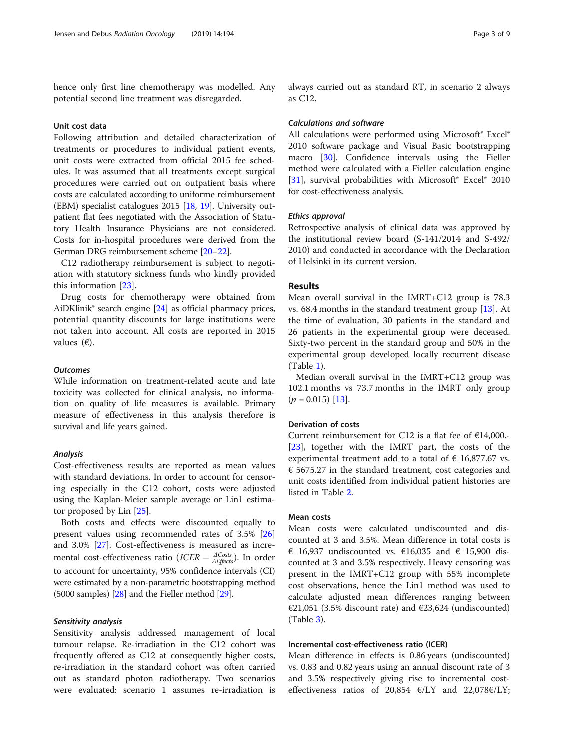hence only first line chemotherapy was modelled. Any potential second line treatment was disregarded.

### Unit cost data

Following attribution and detailed characterization of treatments or procedures to individual patient events, unit costs were extracted from official 2015 fee schedules. It was assumed that all treatments except surgical procedures were carried out on outpatient basis where costs are calculated according to uniforme reimbursement (EBM) specialist catalogues 2015 [18, 19]. University outpatient flat fees negotiated with the Association of Statutory Health Insurance Physicians are not considered. Costs for in-hospital procedures were derived from the German DRG reimbursement scheme [20–22].

C12 radiotherapy reimbursement is subject to negotiation with statutory sickness funds who kindly provided this information [23].

Drug costs for chemotherapy were obtained from AiDKlinik® search engine [24] as official pharmacy prices, potential quantity discounts for large institutions were not taken into account. All costs are reported in 2015 values (€).

#### *Outcomes*

While information on treatment-related acute and late toxicity was collected for clinical analysis, no information on quality of life measures is available. Primary measure of effectiveness in this analysis therefore is survival and life years gained.

#### *Analysis*

Cost-effectiveness results are reported as mean values with standard deviations. In order to account for censoring especially in the C12 cohort, costs were adjusted using the Kaplan-Meier sample average or Lin1 estimator proposed by Lin [25].

Both costs and effects were discounted equally to present values using recommended rates of 3.5% [26] and 3.0% [27]. Cost-effectiveness is measured as incremental cost-effectiveness ratio ($ICER = \frac{\Delta Costs}{\Delta Effects}$). In order to account for uncertainty, 95% confidence intervals (CI) were estimated by a non-parametric bootstrapping method (5000 samples) [28] and the Fieller method [29].

#### *Sensitivity analysis*

Sensitivity analysis addressed management of local tumour relapse. Re-irradiation in the C12 cohort was frequently offered as C12 at consequently higher costs, re-irradiation in the standard cohort was often carried out as standard photon radiotherapy. Two scenarios were evaluated: scenario 1 assumes re-irradiation is always carried out as standard RT, in scenario 2 always as C12.

#### *Calculations and software*

All calculations were performed using Microsoft® Excel® 2010 software package and Visual Basic bootstrapping macro [30]. Confidence intervals using the Fieller method were calculated with a Fieller calculation engine [31], survival probabilities with Microsoft® Excel® 2010 for cost-effectiveness analysis.

#### *Ethics approval*

Retrospective analysis of clinical data was approved by the institutional review board (S-141/2014 and S-492/2010) and conducted in accordance with the Declaration of Helsinki in its current version.

## Results

Mean overall survival in the IMRT+C12 group is 78.3 vs. 68.4 months in the standard treatment group [13]. At the time of evaluation, 30 patients in the standard and 26 patients in the experimental group were deceased. Sixty-two percent in the standard group and 50% in the experimental group developed locally recurrent disease (Table 1).

Median overall survival in the IMRT+C12 group was 102.1 months vs 73.7 months in the IMRT only group ($p = 0.015$) [13].

### Derivation of costs

Current reimbursement for C12 is a flat fee of €14,000.- [23], together with the IMRT part, the costs of the experimental treatment add to a total of € 16,877.67 vs. € 5675.27 in the standard treatment, cost categories and unit costs identified from individual patient histories are listed in Table 2.

### Mean costs

Mean costs were calculated undiscounted and discounted at 3 and 3.5%. Mean difference in total costs is € 16,937 undiscounted vs. €16,035 and € 15,900 discounted at 3 and 3.5% respectively. Heavy censoring was present in the IMRT+C12 group with 55% incomplete cost observations, hence the Lin1 method was used to calculate adjusted mean differences ranging between €21,051 (3.5% discount rate) and €23,624 (undiscounted) (Table 3).

### Incremental cost-effectiveness ratio (ICER)

Mean difference in effects is 0.86 years (undiscounted) vs. 0.83 and 0.82 years using an annual discount rate of 3 and 3.5% respectively giving rise to incremental cost-effectiveness ratios of 20,854 €/LY and 22,078€/LY;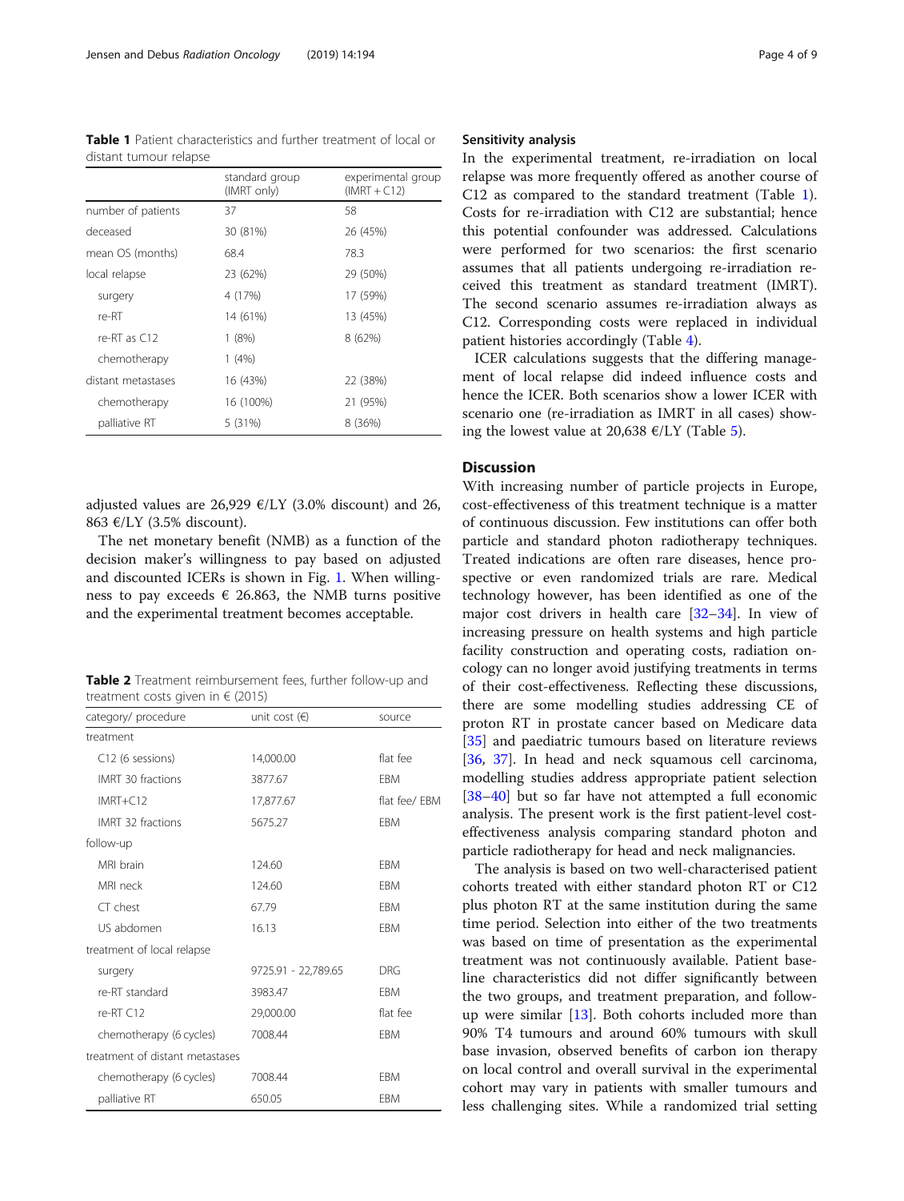**Table 1** Patient characteristics and further treatment of local or distant tumour relapse

| | standard group (IMRT only) | experimental group (IMRT + C12) |
|---|---|---|
| number of patients | 37 | 58 |
| deceased | 30 (81%) | 26 (45%) |
| mean OS (months) | 68.4 | 78.3 |
| local relapse | 23 (62%) | 29 (50%) |
| surgery | 4 (17%) | 17 (59%) |
| re-RT | 14 (61%) | 13 (45%) |
| re-RT as C12 | 1 (8%) | 8 (62%) |
| chemotherapy | 1 (4%) | |
| distant metastases | 16 (43%) | 22 (38%) |
| chemotherapy | 16 (100%) | 21 (95%) |
| palliative RT | 5 (31%) | 8 (36%) |

adjusted values are 26,929 €/LY (3.0% discount) and 26, 863 €/LY (3.5% discount).

The net monetary benefit (NMB) as a function of the decision maker's willingness to pay based on adjusted and discounted ICERs is shown in Fig. 1. When willingness to pay exceeds € 26.863, the NMB turns positive and the experimental treatment becomes acceptable.

**Table 2** Treatment reimbursement fees, further follow-up and treatment costs given in € (2015)

| category/ procedure | unit cost (€) | source |
|---|---|---|
| treatment | | |
| C12 (6 sessions) | 14,000.00 | flat fee |
| IMRT 30 fractions | 3877.67 | EBM |
| IMRT+C12 | 17,877.67 | flat fee/ EBM |
| IMRT 32 fractions | 5675.27 | EBM |
| follow-up | | |
| MRI brain | 124.60 | EBM |
| MRI neck | 124.60 | EBM |
| CT chest | 67.79 | EBM |
| US abdomen | 16.13 | EBM |
| treatment of local relapse | | |
| surgery | 9725.91 - 22,789.65 | DRG |
| re-RT standard | 3983.47 | EBM |
| re-RT C12 | 29,000.00 | flat fee |
| chemotherapy (6 cycles) | 7008.44 | EBM |
| treatment of distant metastases | | |
| chemotherapy (6 cycles) | 7008.44 | EBM |
| palliative RT | 650.05 | EBM |

### Sensitivity analysis

In the experimental treatment, re-irradiation on local relapse was more frequently offered as another course of C12 as compared to the standard treatment (Table 1). Costs for re-irradiation with C12 are substantial; hence this potential confounder was addressed. Calculations were performed for two scenarios: the first scenario assumes that all patients undergoing re-irradiation received this treatment as standard treatment (IMRT). The second scenario assumes re-irradiation always as C12. Corresponding costs were replaced in individual patient histories accordingly (Table 4).

ICER calculations suggests that the differing management of local relapse did indeed influence costs and hence the ICER. Both scenarios show a lower ICER with scenario one (re-irradiation as IMRT in all cases) showing the lowest value at 20,638 €/LY (Table 5).

## Discussion

With increasing number of particle projects in Europe, cost-effectiveness of this treatment technique is a matter of continuous discussion. Few institutions can offer both particle and standard photon radiotherapy techniques. Treated indications are often rare diseases, hence prospective or even randomized trials are rare. Medical technology however, has been identified as one of the major cost drivers in health care [32–34]. In view of increasing pressure on health systems and high particle facility construction and operating costs, radiation oncology can no longer avoid justifying treatments in terms of their cost-effectiveness. Reflecting these discussions, there are some modelling studies addressing CE of proton RT in prostate cancer based on Medicare data [35] and paediatric tumours based on literature reviews [36, 37]. In head and neck squamous cell carcinoma, modelling studies address appropriate patient selection [38–40] but so far have not attempted a full economic analysis. The present work is the first patient-level cost-effectiveness analysis comparing standard photon and particle radiotherapy for head and neck malignancies.

The analysis is based on two well-characterised patient cohorts treated with either standard photon RT or C12 plus photon RT at the same institution during the same time period. Selection into either of the two treatments was based on time of presentation as the experimental treatment was not continuously available. Patient baseline characteristics did not differ significantly between the two groups, and treatment preparation, and follow-up were similar [13]. Both cohorts included more than 90% T4 tumours and around 60% tumours with skull base invasion, observed benefits of carbon ion therapy on local control and overall survival in the experimental cohort may vary in patients with smaller tumours and less challenging sites. While a randomized trial setting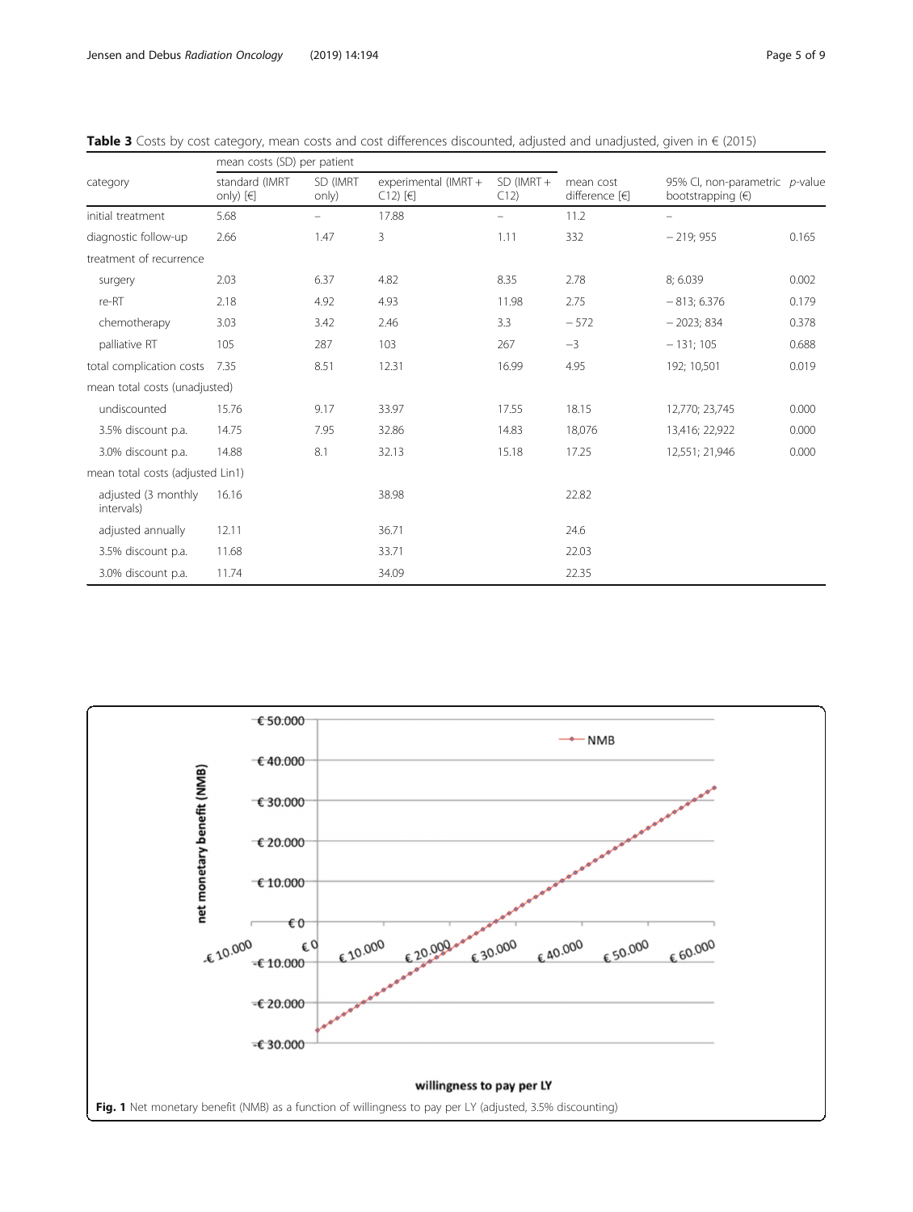**Table 3** Costs by cost category, mean costs and cost differences discounted, adjusted and unadjusted, given in € (2015)

| category | mean costs (SD) per patient | | | | | | |
|---|---|---|---|---|---|---|---|
| | standard (IMRT only) [€] | SD (IMRT only) | experimental (IMRT + C12) [€] | SD (IMRT + C12) | mean cost difference [€] | 95% CI, non-parametric bootstrapping (€) | *p*-value |
| initial treatment | 5.68 | – | 17.88 | – | 11.2 | – | |
| diagnostic follow-up | 2.66 | 1.47 | 3 | 1.11 | 332 | − 219; 955 | 0.165 |
| treatment of recurrence | | | | | | | |
| surgery | 2.03 | 6.37 | 4.82 | 8.35 | 2.78 | 8; 6.039 | 0.002 |
| re-RT | 2.18 | 4.92 | 4.93 | 11.98 | 2.75 | − 813; 6.376 | 0.179 |
| chemotherapy | 3.03 | 3.42 | 2.46 | 3.3 | − 572 | − 2023; 834 | 0.378 |
| palliative RT | 105 | 287 | 103 | 267 | −3 | − 131; 105 | 0.688 |
| total complication costs | 7.35 | 8.51 | 12.31 | 16.99 | 4.95 | 192; 10,501 | 0.019 |
| mean total costs (unadjusted) | | | | | | | |
| undiscounted | 15.76 | 9.17 | 33.97 | 17.55 | 18.15 | 12,770; 23,745 | 0.000 |
| 3.5% discount p.a. | 14.75 | 7.95 | 32.86 | 14.83 | 18,076 | 13,416; 22,922 | 0.000 |
| 3.0% discount p.a. | 14.88 | 8.1 | 32.13 | 15.18 | 17.25 | 12,551; 21,946 | 0.000 |
| mean total costs (adjusted Lin1) | | | | | | | |
| adjusted (3 monthly intervals) | 16.16 | | 38.98 | | 22.82 | | |
| adjusted annually | 12.11 | | 36.71 | | 24.6 | | |
| 3.5% discount p.a. | 11.68 | | 33.71 | | 22.03 | | |
| 3.0% discount p.a. | 11.74 | | 34.09 | | 22.35 | | |

**Fig. 1** Net monetary benefit (NMB) as a function of willingness to pay per LY (adjusted, 3.5% discounting)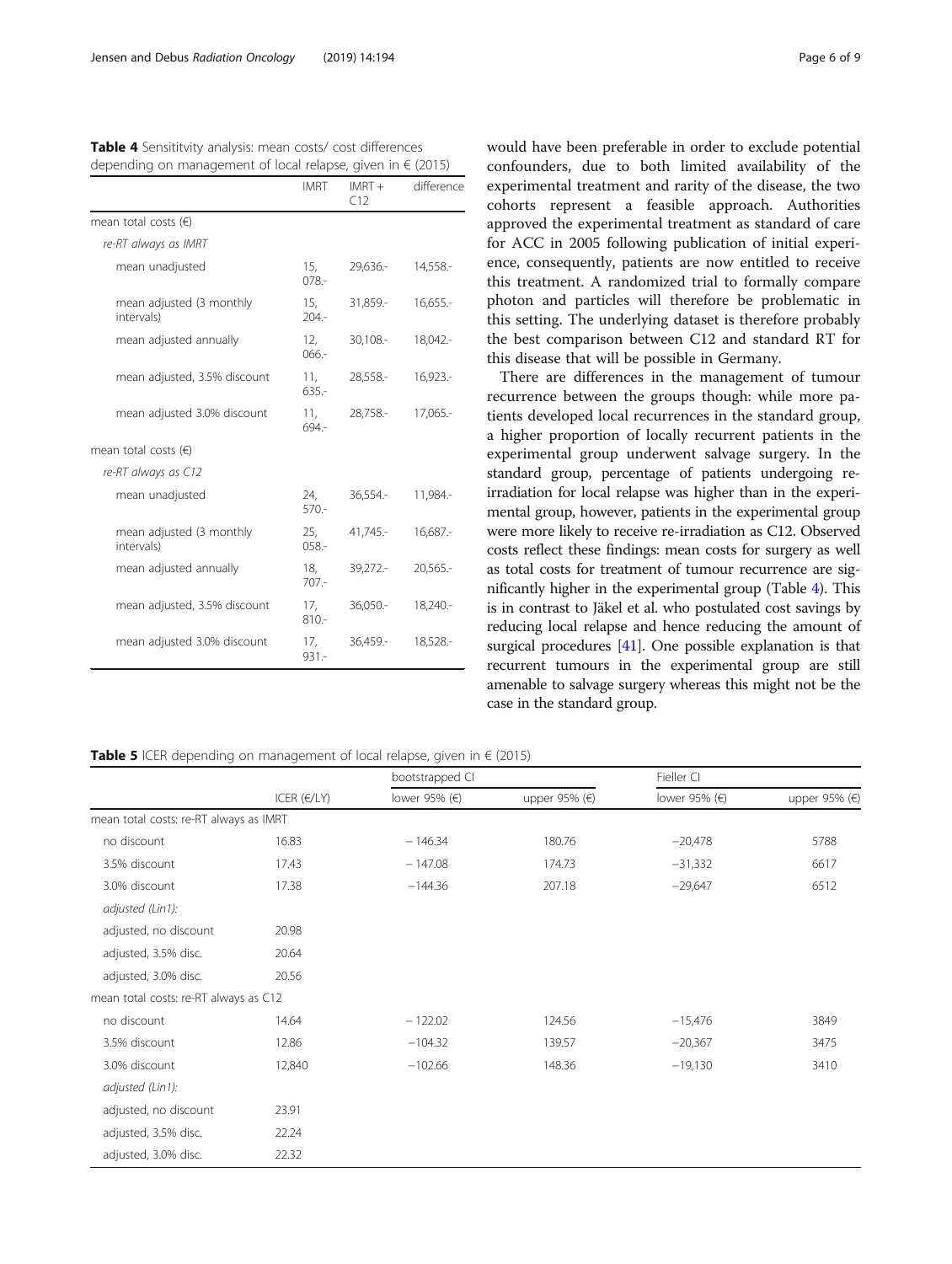**Table 4** Sensititvity analysis: mean costs/ cost differences depending on management of local relapse, given in € (2015)

| | IMRT | IMRT + C12 | difference |
|---|---|---|---|
| mean total costs (€) | | | |
| *re-RT always as IMRT* | | | |
| mean unadjusted | 15,078.- | 29,636.- | 14,558.- |
| mean adjusted (3 monthly intervals) | 15,204.- | 31,859.- | 16,655.- |
| mean adjusted annually | 12,066.- | 30,108.- | 18,042.- |
| mean adjusted, 3.5% discount | 11,635.- | 28,558.- | 16,923.- |
| mean adjusted 3.0% discount | 11,694.- | 28,758.- | 17,065.- |
| mean total costs (€) | | | |
| *re-RT always as C12* | | | |
| mean unadjusted | 24,570.- | 36,554.- | 11,984.- |
| mean adjusted (3 monthly intervals) | 25,058.- | 41,745.- | 16,687.- |
| mean adjusted annually | 18,707.- | 39,272.- | 20,565.- |
| mean adjusted, 3.5% discount | 17,810.- | 36,050.- | 18,240.- |
| mean adjusted 3.0% discount | 17,931.- | 36,459.- | 18,528.- |

would have been preferable in order to exclude potential confounders, due to both limited availability of the experimental treatment and rarity of the disease, the two cohorts represent a feasible approach. Authorities approved the experimental treatment as standard of care for ACC in 2005 following publication of initial experience, consequently, patients are now entitled to receive this treatment. A randomized trial to formally compare photon and particles will therefore be problematic in this setting. The underlying dataset is therefore probably the best comparison between C12 and standard RT for this disease that will be possible in Germany.

There are differences in the management of tumour recurrence between the groups though: while more patients developed local recurrences in the standard group, a higher proportion of locally recurrent patients in the experimental group underwent salvage surgery. In the standard group, percentage of patients undergoing re-irradiation for local relapse was higher than in the experimental group, however, patients in the experimental group were more likely to receive re-irradiation as C12. Observed costs reflect these findings: mean costs for surgery as well as total costs for treatment of tumour recurrence are significantly higher in the experimental group (Table 4). This is in contrast to Jäkel et al. who postulated cost savings by reducing local relapse and hence reducing the amount of surgical procedures [41]. One possible explanation is that recurrent tumours in the experimental group are still amenable to salvage surgery whereas this might not be the case in the standard group.

**Table 5** ICER depending on management of local relapse, given in € (2015)

| | | bootstrapped CI | | Fieller CI | |
|---|---|---|---|---|---|
| | ICER (€/LY) | lower 95% (€) | upper 95% (€) | lower 95% (€) | upper 95% (€) |
| mean total costs: re-RT always as IMRT | | | | | |
| no discount | 16.83 | − 146.34 | 180.76 | −20,478 | 5788 |
| 3.5% discount | 17.43 | − 147.08 | 174.73 | −31,332 | 6617 |
| 3.0% discount | 17.38 | −144.36 | 207.18 | −29,647 | 6512 |
| *adjusted (Lin1):* | | | | | |
| adjusted, no discount | 20.98 | | | | |
| adjusted, 3.5% disc. | 20.64 | | | | |
| adjusted, 3.0% disc. | 20.56 | | | | |
| mean total costs: re-RT always as C12 | | | | | |
| no discount | 14.64 | − 122.02 | 124.56 | −15,476 | 3849 |
| 3.5% discount | 12.86 | −104.32 | 139.57 | −20,367 | 3475 |
| 3.0% discount | 12,840 | −102.66 | 148.36 | −19,130 | 3410 |
| *adjusted (Lin1):* | | | | | |
| adjusted, no discount | 23.91 | | | | |
| adjusted, 3.5% disc. | 22.24 | | | | |
| adjusted, 3.0% disc. | 22.32 | | | | |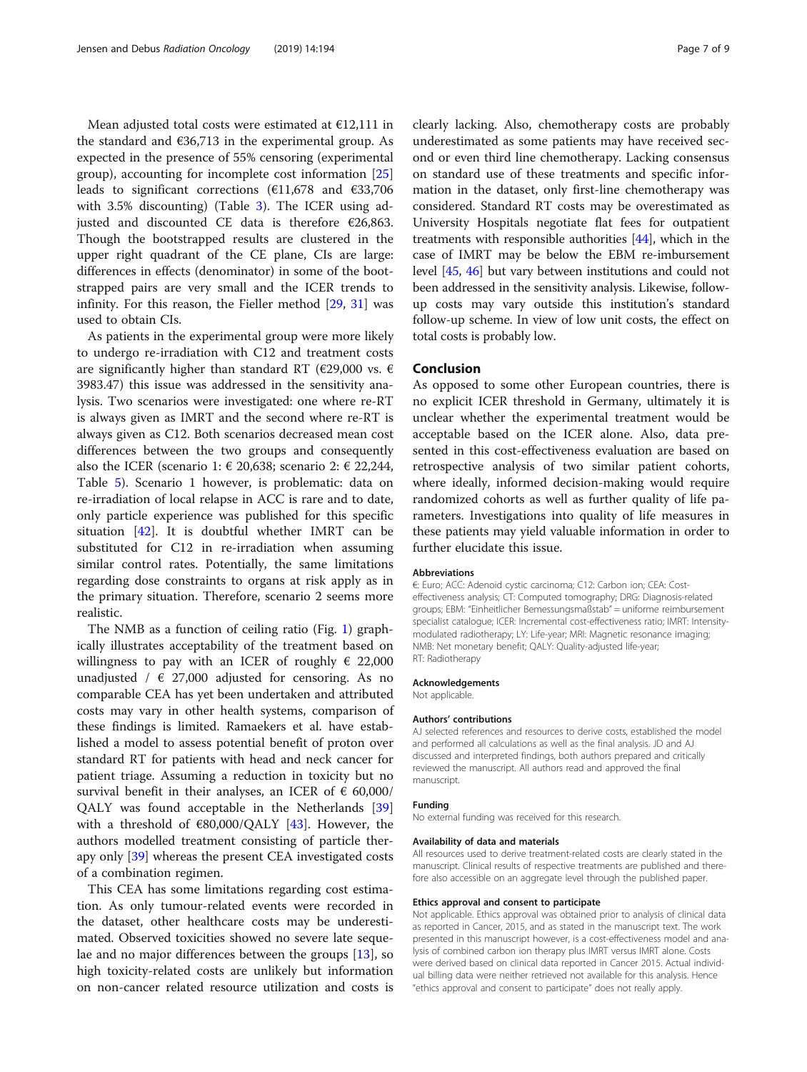Mean adjusted total costs were estimated at €12,111 in the standard and €36,713 in the experimental group. As expected in the presence of 55% censoring (experimental group), accounting for incomplete cost information [25] leads to significant corrections (€11,678 and €33,706 with 3.5% discounting) (Table 3). The ICER using adjusted and discounted CE data is therefore €26,863. Though the bootstrapped results are clustered in the upper right quadrant of the CE plane, CIs are large: differences in effects (denominator) in some of the bootstrapped pairs are very small and the ICER trends to infinity. For this reason, the Fieller method [29, 31] was used to obtain CIs.

As patients in the experimental group were more likely to undergo re-irradiation with C12 and treatment costs are significantly higher than standard RT (€29,000 vs. € 3983.47) this issue was addressed in the sensitivity analysis. Two scenarios were investigated: one where re-RT is always given as IMRT and the second where re-RT is always given as C12. Both scenarios decreased mean cost differences between the two groups and consequently also the ICER (scenario 1: € 20,638; scenario 2: € 22,244, Table 5). Scenario 1 however, is problematic: data on re-irradiation of local relapse in ACC is rare and to date, only particle experience was published for this specific situation [42]. It is doubtful whether IMRT can be substituted for C12 in re-irradiation when assuming similar control rates. Potentially, the same limitations regarding dose constraints to organs at risk apply as in the primary situation. Therefore, scenario 2 seems more realistic.

The NMB as a function of ceiling ratio (Fig. 1) graphically illustrates acceptability of the treatment based on willingness to pay with an ICER of roughly € 22,000 unadjusted / € 27,000 adjusted for censoring. As no comparable CEA has yet been undertaken and attributed costs may vary in other health systems, comparison of these findings is limited. Ramaekers et al. have established a model to assess potential benefit of proton over standard RT for patients with head and neck cancer for patient triage. Assuming a reduction in toxicity but no survival benefit in their analyses, an ICER of € 60,000/QALY was found acceptable in the Netherlands [39] with a threshold of €80,000/QALY [43]. However, the authors modelled treatment consisting of particle therapy only [39] whereas the present CEA investigated costs of a combination regimen.

This CEA has some limitations regarding cost estimation. As only tumour-related events were recorded in the dataset, other healthcare costs may be underestimated. Observed toxicities showed no severe late sequelae and no major differences between the groups [13], so high toxicity-related costs are unlikely but information on non-cancer related resource utilization and costs is clearly lacking. Also, chemotherapy costs are probably underestimated as some patients may have received second or even third line chemotherapy. Lacking consensus on standard use of these treatments and specific information in the dataset, only first-line chemotherapy was considered. Standard RT costs may be overestimated as University Hospitals negotiate flat fees for outpatient treatments with responsible authorities [44], which in the case of IMRT may be below the EBM re-imbursement level [45, 46] but vary between institutions and could not been addressed in the sensitivity analysis. Likewise, follow-up costs may vary outside this institution's standard follow-up scheme. In view of low unit costs, the effect on total costs is probably low.

## Conclusion

As opposed to some other European countries, there is no explicit ICER threshold in Germany, ultimately it is unclear whether the experimental treatment would be acceptable based on the ICER alone. Also, data presented in this cost-effectiveness evaluation are based on retrospective analysis of two similar patient cohorts, where ideally, informed decision-making would require randomized cohorts as well as further quality of life parameters. Investigations into quality of life measures in these patients may yield valuable information in order to further elucidate this issue.

#### Abbreviations

€: Euro; ACC: Adenoid cystic carcinoma; C12: Carbon ion; CEA: Cost-effectiveness analysis; CT: Computed tomography; DRG: Diagnosis-related groups; EBM: "Einheitlicher Bemessungsmaßstab" = uniforme reimbursement specialist catalogue; ICER: Incremental cost-effectiveness ratio; IMRT: Intensity-modulated radiotherapy; LY: Life-year; MRI: Magnetic resonance imaging; NMB: Net monetary benefit; QALY: Quality-adjusted life-year; RT: Radiotherapy

#### Acknowledgements

Not applicable.

#### Authors' contributions

AJ selected references and resources to derive costs, established the model and performed all calculations as well as the final analysis. JD and AJ discussed and interpreted findings, both authors prepared and critically reviewed the manuscript. All authors read and approved the final manuscript.

#### Funding

No external funding was received for this research.

#### Availability of data and materials

All resources used to derive treatment-related costs are clearly stated in the manuscript. Clinical results of respective treatments are published and therefore also accessible on an aggregate level through the published paper.

#### Ethics approval and consent to participate

Not applicable. Ethics approval was obtained prior to analysis of clinical data as reported in Cancer, 2015, and as stated in the manuscript text. The work presented in this manuscript however, is a cost-effectiveness model and analysis of combined carbon ion therapy plus IMRT versus IMRT alone. Costs were derived based on clinical data reported in Cancer 2015. Actual individual billing data were neither retrieved not available for this analysis. Hence "ethics approval and consent to participate" does not really apply.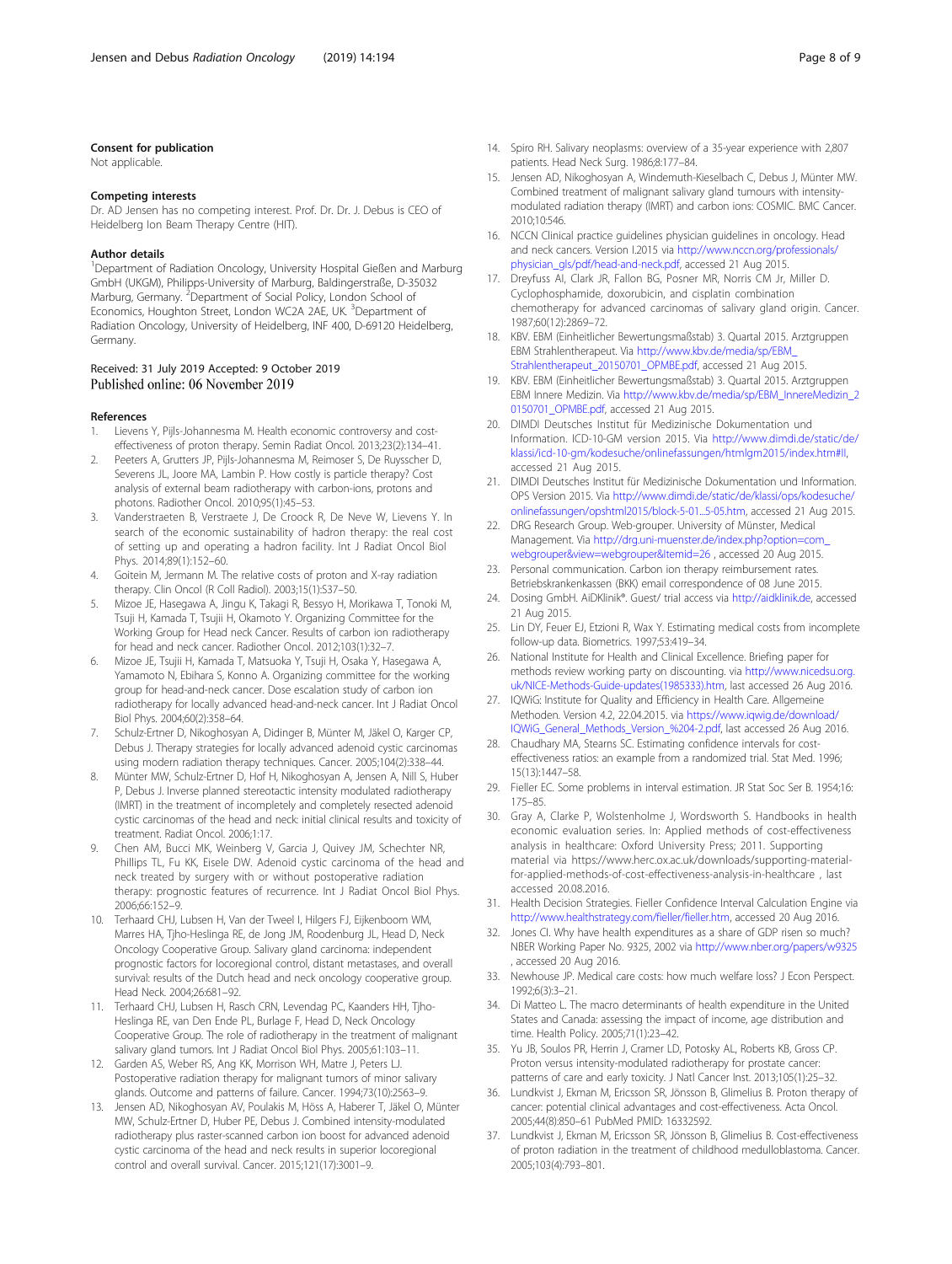### Consent for publication

Not applicable.

### Competing interests

Dr. AD Jensen has no competing interest. Prof. Dr. Dr. J. Debus is CEO of Heidelberg Ion Beam Therapy Centre (HIT).

### Author details

[1]Department of Radiation Oncology, University Hospital Gießen and Marburg GmbH (UKGM), Philipps-University of Marburg, Baldingerstraße, D-35032 Marburg, Germany. [2]Department of Social Policy, London School of Economics, Houghton Street, London WC2A 2AE, UK. [3]Department of Radiation Oncology, University of Heidelberg, INF 400, D-69120 Heidelberg, Germany.

Received: 31 July 2019 Accepted: 9 October 2019
Published online: 06 November 2019

### References

1. Lievens Y, Pijls-Johannesma M. Health economic controversy and cost-effectiveness of proton therapy. Semin Radiat Oncol. 2013;23(2):134–41.
2. Peeters A, Grutters JP, Pijls-Johannesma M, Reimoser S, De Ruysscher D, Severens JL, Joore MA, Lambin P. How costly is particle therapy? Cost analysis of external beam radiotherapy with carbon-ions, protons and photons. Radiother Oncol. 2010;95(1):45–53.
3. Vanderstraeten B, Verstraete J, De Croock R, De Neve W, Lievens Y. In search of the economic sustainability of hadron therapy: the real cost of setting up and operating a hadron facility. Int J Radiat Oncol Biol Phys. 2014;89(1):152–60.
4. Goitein M, Jermann M. The relative costs of proton and X-ray radiation therapy. Clin Oncol (R Coll Radiol). 2003;15(1):S37–50.
5. Mizoe JE, Hasegawa A, Jingu K, Takagi R, Bessyo H, Morikawa T, Tonoki M, Tsuji H, Kamada T, Tsujii H, Okamoto Y. Organizing Committee for the Working Group for Head neck Cancer. Results of carbon ion radiotherapy for head and neck cancer. Radiother Oncol. 2012;103(1):32–7.
6. Mizoe JE, Tsujii H, Kamada T, Matsuoka Y, Tsuji H, Osaka Y, Hasegawa A, Yamamoto N, Ebihara S, Konno A. Organizing committee for the working group for head-and-neck cancer. Dose escalation study of carbon ion radiotherapy for locally advanced head-and-neck cancer. Int J Radiat Oncol Biol Phys. 2004;60(2):358–64.
7. Schulz-Ertner D, Nikoghosyan A, Didinger B, Münter M, Jäkel O, Karger CP, Debus J. Therapy strategies for locally advanced adenoid cystic carcinomas using modern radiation therapy techniques. Cancer. 2005;104(2):338–44.
8. Münter MW, Schulz-Ertner D, Hof H, Nikoghosyan A, Jensen A, Nill S, Huber P, Debus J. Inverse planned stereotactic intensity modulated radiotherapy (IMRT) in the treatment of incompletely and completely resected adenoid cystic carcinomas of the head and neck: initial clinical results and toxicity of treatment. Radiat Oncol. 2006;1:17.
9. Chen AM, Bucci MK, Weinberg V, Garcia J, Quivey JM, Schechter NR, Phillips TL, Fu KK, Eisele DW. Adenoid cystic carcinoma of the head and neck treated by surgery with or without postoperative radiation therapy: prognostic features of recurrence. Int J Radiat Oncol Biol Phys. 2006;66:152–9.
10. Terhaard CHJ, Lubsen H, Van der Tweel I, Hilgers FJ, Eijkenboom WM, Marres HA, Tjho-Heslinga RE, de Jong JM, Roodenburg JL, Head D, Neck Oncology Cooperative Group. Salivary gland carcinoma: independent prognostic factors for locoregional control, distant metastases, and overall survival: results of the Dutch head and neck oncology cooperative group. Head Neck. 2004;26:681–92.
11. Terhaard CHJ, Lubsen H, Rasch CRN, Levendag PC, Kaanders HH, Tjho-Heslinga RE, van Den Ende PL, Burlage F, Head D, Neck Oncology Cooperative Group. The role of radiotherapy in the treatment of malignant salivary gland tumors. Int J Radiat Oncol Biol Phys. 2005;61:103–11.
12. Garden AS, Weber RS, Ang KK, Morrison WH, Matre J, Peters LJ. Postoperative radiation therapy for malignant tumors of minor salivary glands. Outcome and patterns of failure. Cancer. 1994;73(10):2563–9.
13. Jensen AD, Nikoghosyan AV, Poulakis M, Höss A, Haberer T, Jäkel O, Münter MW, Schulz-Ertner D, Huber PE, Debus J. Combined intensity-modulated radiotherapy plus raster-scanned carbon ion boost for advanced adenoid cystic carcinoma of the head and neck results in superior locoregional control and overall survival. Cancer. 2015;121(17):3001–9.
14. Spiro RH. Salivary neoplasms: overview of a 35-year experience with 2,807 patients. Head Neck Surg. 1986;8:177–84.
15. Jensen AD, Nikoghosyan A, Windemuth-Kieselbach C, Debus J, Münter MW. Combined treatment of malignant salivary gland tumours with intensity-modulated radiation therapy (IMRT) and carbon ions: COSMIC. BMC Cancer. 2010;10:546.
16. NCCN Clinical practice guidelines physician guidelines in oncology. Head and neck cancers. Version I.2015 via http://www.nccn.org/professionals/physician_gls/pdf/head-and-neck.pdf, accessed 21 Aug 2015.
17. Dreyfuss AI, Clark JR, Fallon BG, Posner MR, Norris CM Jr, Miller D. Cyclophosphamide, doxorubicin, and cisplatin combination chemotherapy for advanced carcinomas of salivary gland origin. Cancer. 1987;60(12):2869–72.
18. KBV. EBM (Einheitlicher Bewertungsmaßstab) 3. Quartal 2015. Arztgruppen EBM Strahlentherapeut. Via http://www.kbv.de/media/sp/EBM_Strahlentherapeut_20150701_OPMBE.pdf, accessed 21 Aug 2015.
19. KBV. EBM (Einheitlicher Bewertungsmaßstab) 3. Quartal 2015. Arztgruppen EBM Innere Medizin. Via http://www.kbv.de/media/sp/EBM_InnereMedizin_20150701_OPMBE.pdf, accessed 21 Aug 2015.
20. DIMDI Deutsches Institut für Medizinische Dokumentation und Information. ICD-10-GM version 2015. Via http://www.dimdi.de/static/de/klassi/icd-10-gm/kodesuche/onlinefassungen/htmlgm2015/index.htm#II, accessed 21 Aug 2015.
21. DIMDI Deutsches Institut für Medizinische Dokumentation und Information. OPS Version 2015. Via http://www.dimdi.de/static/de/klassi/ops/kodesuche/onlinefassungen/opshtml2015/block-5-01...5-05.htm, accessed 21 Aug 2015.
22. DRG Research Group. Web-grouper. University of Münster, Medical Management. Via http://drg.uni-muenster.de/index.php?option=com_webgrouper&view=webgrouper&Itemid=26 , accessed 20 Aug 2015.
23. Personal communication. Carbon ion therapy reimbursement rates. Betriebskrankenkassen (BKK) email correspondence of 08 June 2015.
24. Dosing GmbH. AiDKlinik®. Guest/ trial access via http://aidklinik.de, accessed 21 Aug 2015.
25. Lin DY, Feuer EJ, Etzioni R, Wax Y. Estimating medical costs from incomplete follow-up data. Biometrics. 1997;53:419–34.
26. National Institute for Health and Clinical Excellence. Briefing paper for methods review working party on discounting. via http://www.nicedsu.org.uk/NICE-Methods-Guide-updates(1985333).htm, last accessed 26 Aug 2016.
27. IQWiG: Institute for Quality and Efficiency in Health Care. Allgemeine Methoden. Version 4.2, 22.04.2015. via https://www.iqwig.de/download/IQWiG_General_Methods_Version_%204-2.pdf, last accessed 26 Aug 2016.
28. Chaudhary MA, Stearns SC. Estimating confidence intervals for cost-effectiveness ratios: an example from a randomized trial. Stat Med. 1996;15(13):1447–58.
29. Fieller EC. Some problems in interval estimation. JR Stat Soc Ser B. 1954;16:175–85.
30. Gray A, Clarke P, Wolstenholme J, Wordsworth S. Handbooks in health economic evaluation series. In: Applied methods of cost-effectiveness analysis in healthcare: Oxford University Press; 2011. Supporting material via https://www.herc.ox.ac.uk/downloads/supporting-material-for-applied-methods-of-cost-effectiveness-analysis-in-healthcare , last accessed 20.08.2016.
31. Health Decision Strategies. Fieller Confidence Interval Calculation Engine via http://www.healthstrategy.com/fieller/fieller.htm, accessed 20 Aug 2016.
32. Jones CI. Why have health expenditures as a share of GDP risen so much? NBER Working Paper No. 9325, 2002 via http://www.nber.org/papers/w9325 , accessed 20 Aug 2016.
33. Newhouse JP. Medical care costs: how much welfare loss? J Econ Perspect. 1992;6(3):3–21.
34. Di Matteo L. The macro determinants of health expenditure in the United States and Canada: assessing the impact of income, age distribution and time. Health Policy. 2005;71(1):23–42.
35. Yu JB, Soulos PR, Herrin J, Cramer LD, Potosky AL, Roberts KB, Gross CP. Proton versus intensity-modulated radiotherapy for prostate cancer: patterns of care and early toxicity. J Natl Cancer Inst. 2013;105(1):25–32.
36. Lundkvist J, Ekman M, Ericsson SR, Jönsson B, Glimelius B. Proton therapy of cancer: potential clinical advantages and cost-effectiveness. Acta Oncol. 2005;44(8):850–61 PubMed PMID: 16332592.
37. Lundkvist J, Ekman M, Ericsson SR, Jönsson B, Glimelius B. Cost-effectiveness of proton radiation in the treatment of childhood medulloblastoma. Cancer. 2005;103(4):793–801.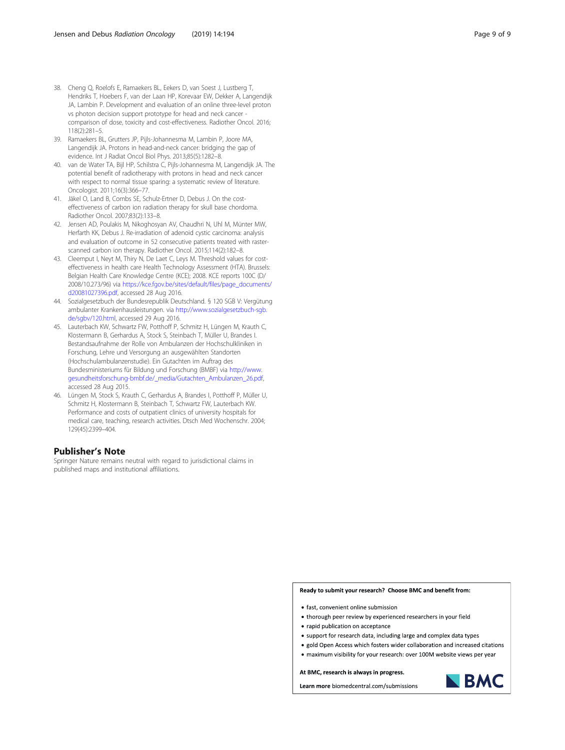38. Cheng Q, Roelofs E, Ramaekers BL, Eekers D, van Soest J, Lustberg T, Hendriks T, Hoebers F, van der Laan HP, Korevaar EW, Dekker A, Langendijk JA, Lambin P. Development and evaluation of an online three-level proton vs photon decision support prototype for head and neck cancer - comparison of dose, toxicity and cost-effectiveness. Radiother Oncol. 2016; 118(2):281–5.
39. Ramaekers BL, Grutters JP, Pijls-Johannesma M, Lambin P, Joore MA, Langendijk JA. Protons in head-and-neck cancer: bridging the gap of evidence. Int J Radiat Oncol Biol Phys. 2013;85(5):1282–8.
40. van de Water TA, Bijl HP, Schilstra C, Pijls-Johannesma M, Langendijk JA. The potential benefit of radiotherapy with protons in head and neck cancer with respect to normal tissue sparing: a systematic review of literature. Oncologist. 2011;16(3):366–77.
41. Jäkel O, Land B, Combs SE, Schulz-Ertner D, Debus J. On the cost-effectiveness of carbon ion radiation therapy for skull base chordoma. Radiother Oncol. 2007;83(2):133–8.
42. Jensen AD, Poulakis M, Nikoghosyan AV, Chaudhri N, Uhl M, Münter MW, Herfarth KK, Debus J. Re-irradiation of adenoid cystic carcinoma: analysis and evaluation of outcome in 52 consecutive patients treated with raster-scanned carbon ion therapy. Radiother Oncol. 2015;114(2):182–8.
43. Cleemput I, Neyt M, Thiry N, De Laet C, Leys M. Threshold values for cost-effectiveness in health care Health Technology Assessment (HTA). Brussels: Belgian Health Care Knowledge Centre (KCE); 2008. KCE reports 100C (D/2008/10.273/96) via https://kce.fgov.be/sites/default/files/page_documents/d20081027396.pdf, accessed 28 Aug 2016.
44. Sozialgesetzbuch der Bundesrepublik Deutschland. § 120 SGB V: Vergütung ambulanter Krankenhausleistungen. via http://www.sozialgesetzbuch-sgb.de/sgbv/120.html, accessed 29 Aug 2016.
45. Lauterbach KW, Schwartz FW, Potthoff P, Schmitz H, Lüngen M, Krauth C, Klostermann B, Gerhardus A, Stock S, Steinbach T, Müller U, Brandes I. Bestandsaufnahme der Rolle von Ambulanzen der Hochschulkliniken in Forschung, Lehre und Versorgung an ausgewählten Standorten (Hochschulambulanzenstudie). Ein Gutachten im Auftrag des Bundesministeriums für Bildung und Forschung (BMBF) via http://www.gesundheitsforschung-bmbf.de/_media/Gutachten_Ambulanzen_26.pdf, accessed 28 Aug 2015.
46. Lüngen M, Stock S, Krauth C, Gerhardus A, Brandes I, Potthoff P, Müller U, Schmitz H, Klostermann B, Steinbach T, Schwartz FW, Lauterbach KW. Performance and costs of outpatient clinics of university hospitals for medical care, teaching, research activities. Dtsch Med Wochenschr. 2004; 129(45):2399–404.

## Publisher's Note

Springer Nature remains neutral with regard to jurisdictional claims in published maps and institutional affiliations.